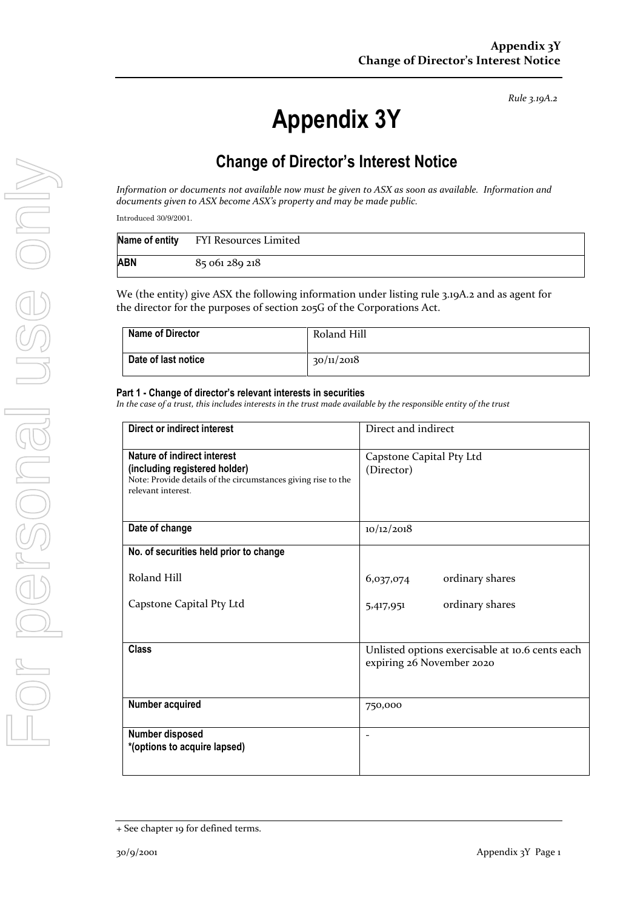*Rule 3.19A.2*

# Appendix 3Y

## Change of Director's Interest Notice

*Information or documents not available now must be given to ASX as soon as available. Information and documents given to ASX become ASX's property and may be made public.*

Introduced 30/9/2001.

| **Name of entity** | FYI Resources Limited |
|---|---|
| **ABN** | 85 061 289 218 |

We (the entity) give ASX the following information under listing rule 3.19A.2 and as agent for the director for the purposes of section 205G of the Corporations Act.

| **Name of Director** | Roland Hill |
|---|---|
| **Date of last notice** | 30/11/2018 |

#### Part 1 - Change of director's relevant interests in securities

*In the case of a trust, this includes interests in the trust made available by the responsible entity of the trust*

| | |
|---|---|
| **Direct or indirect interest** | Direct and indirect |
| **Nature of indirect interest (including registered holder)**<br>Note: Provide details of the circumstances giving rise to the relevant interest. | Capstone Capital Pty Ltd (Director) |
| **Date of change** | 10/12/2018 |
| **No. of securities held prior to change**<br><br>Roland Hill<br><br>Capstone Capital Pty Ltd | <br><br>6,037,074 ordinary shares<br><br>5,417,951 ordinary shares |
| **Class** | Unlisted options exercisable at 10.6 cents each expiring 26 November 2020 |
| **Number acquired** | 750,000 |
| **Number disposed**<br>**\*(options to acquire lapsed)** | - |

+ See chapter 19 for defined terms.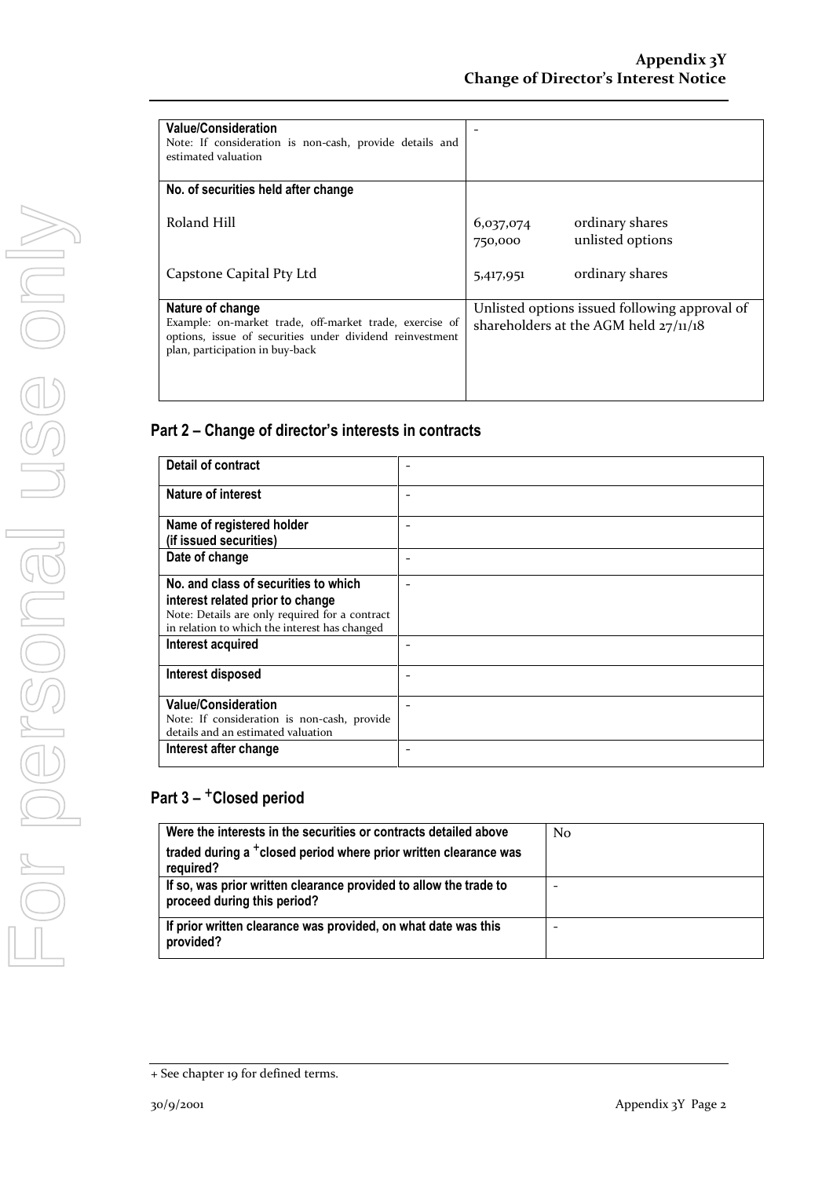| | |
|---|---|
| **Value/Consideration**<br>Note: If consideration is non-cash, provide details and estimated valuation | - |
| **No. of securities held after change** | |
| Roland Hill | 6,037,074 ordinary shares<br>750,000 unlisted options |
| Capstone Capital Pty Ltd | 5,417,951 ordinary shares |
| **Nature of change**<br>Example: on-market trade, off-market trade, exercise of options, issue of securities under dividend reinvestment plan, participation in buy-back | Unlisted options issued following approval of shareholders at the AGM held 27/11/18 |

## Part 2 – Change of director's interests in contracts

| | |
|---|---|
| **Detail of contract** | - |
| **Nature of interest** | - |
| **Name of registered holder (if issued securities)** | - |
| **Date of change** | - |
| **No. and class of securities to which interest related prior to change**<br>Note: Details are only required for a contract in relation to which the interest has changed | - |
| **Interest acquired** | - |
| **Interest disposed** | - |
| **Value/Consideration**<br>Note: If consideration is non-cash, provide details and an estimated valuation | - |
| **Interest after change** | - |

## Part 3 – +Closed period

| | |
|---|---|
| **Were the interests in the securities or contracts detailed above traded during a +closed period where prior written clearance was required?** | No |
| **If so, was prior written clearance provided to allow the trade to proceed during this period?** | - |
| **If prior written clearance was provided, on what date was this provided?** | - |

+ See chapter 19 for defined terms.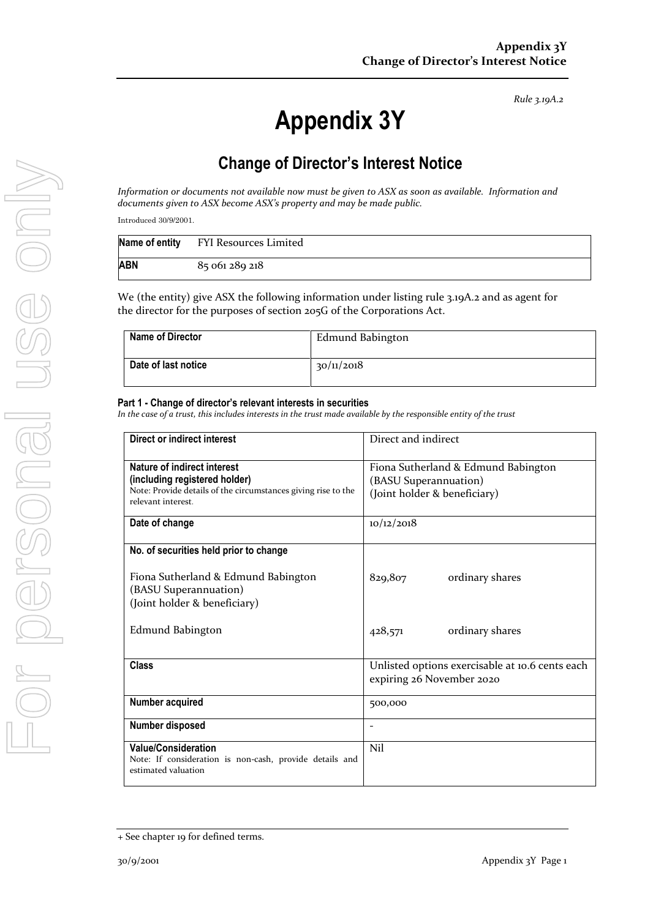*Rule 3.19A.2*

# Appendix 3Y

## Change of Director's Interest Notice

*Information or documents not available now must be given to ASX as soon as available. Information and documents given to ASX become ASX's property and may be made public.*

Introduced 30/9/2001.

| **Name of entity** | FYI Resources Limited |
|---|---|
| **ABN** | 85 061 289 218 |

We (the entity) give ASX the following information under listing rule 3.19A.2 and as agent for the director for the purposes of section 205G of the Corporations Act.

| **Name of Director** | Edmund Babington |
|---|---|
| **Date of last notice** | 30/11/2018 |

#### Part 1 - Change of director's relevant interests in securities

*In the case of a trust, this includes interests in the trust made available by the responsible entity of the trust*

| **Direct or indirect interest** | Direct and indirect |
|---|---|
| **Nature of indirect interest (including registered holder)** Note: Provide details of the circumstances giving rise to the relevant interest. | Fiona Sutherland & Edmund Babington (BASU Superannuation) (Joint holder & beneficiary) |
| **Date of change** | 10/12/2018 |
| **No. of securities held prior to change** | |
| Fiona Sutherland & Edmund Babington (BASU Superannuation) (Joint holder & beneficiary) | 829,807 ordinary shares |
| Edmund Babington | 428,571 ordinary shares |
| **Class** | Unlisted options exercisable at 10.6 cents each expiring 26 November 2020 |
| **Number acquired** | 500,000 |
| **Number disposed** | - |
| **Value/Consideration** Note: If consideration is non-cash, provide details and estimated valuation | Nil |

+ See chapter 19 for defined terms.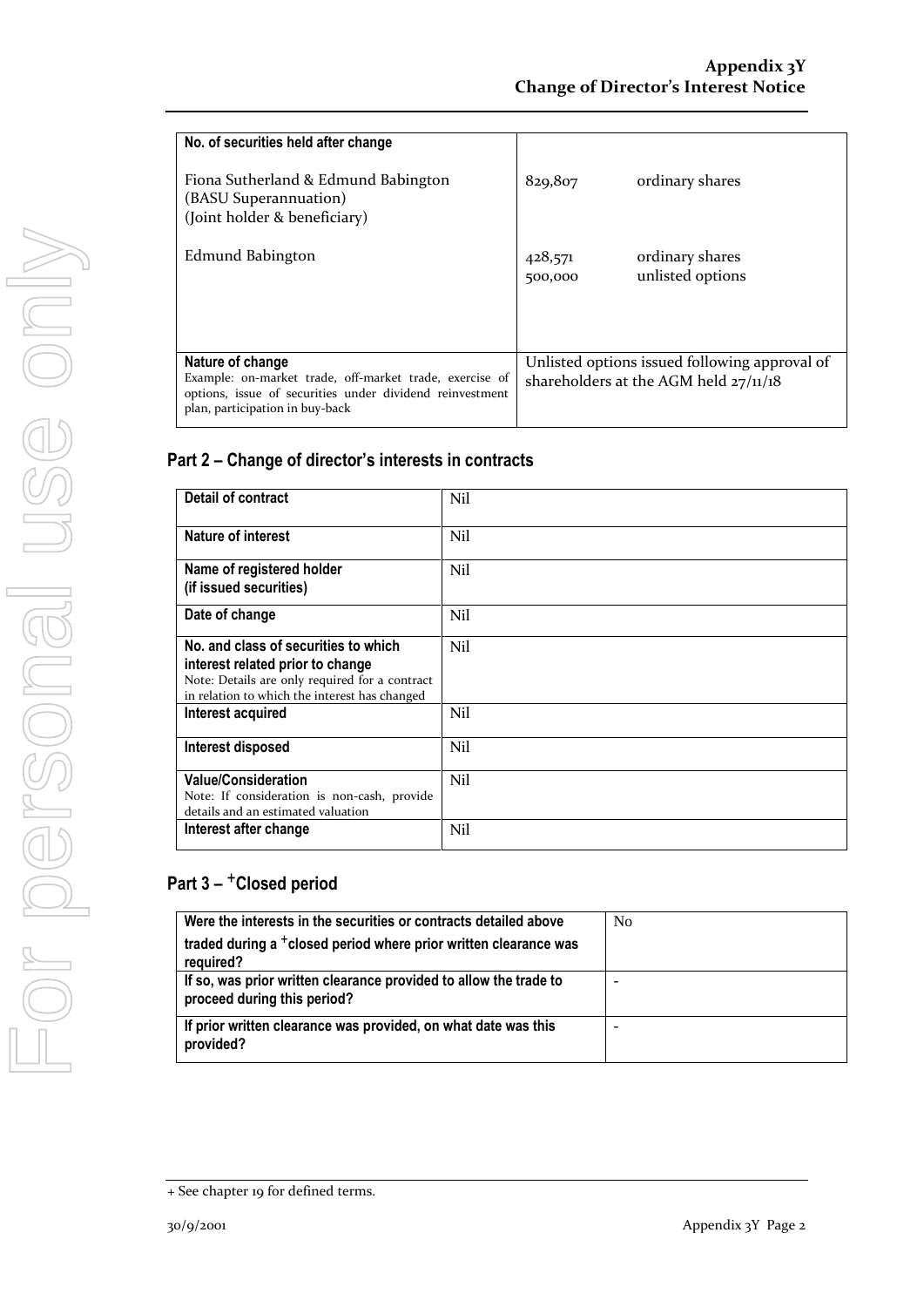| No. of securities held after change | | |
|---|---|---|
| Fiona Sutherland & Edmund Babington (BASU Superannuation) (Joint holder & beneficiary) | 829,807 | ordinary shares |
| Edmund Babington | 428,571<br>500,000 | ordinary shares<br>unlisted options |
| **Nature of change**<br>Example: on-market trade, off-market trade, exercise of options, issue of securities under dividend reinvestment plan, participation in buy-back | Unlisted options issued following approval of shareholders at the AGM held 27/11/18 | |

## Part 2 – Change of director's interests in contracts

| | |
|---|---|
| **Detail of contract** | Nil |
| **Nature of interest** | Nil |
| **Name of registered holder (if issued securities)** | Nil |
| **Date of change** | Nil |
| **No. and class of securities to which interest related prior to change**<br>Note: Details are only required for a contract in relation to which the interest has changed | Nil |
| **Interest acquired** | Nil |
| **Interest disposed** | Nil |
| **Value/Consideration**<br>Note: If consideration is non-cash, provide details and an estimated valuation | Nil |
| **Interest after change** | Nil |

## Part 3 – +Closed period

| | |
|---|---|
| **Were the interests in the securities or contracts detailed above traded during a +closed period where prior written clearance was required?** | No |
| **If so, was prior written clearance provided to allow the trade to proceed during this period?** | - |
| **If prior written clearance was provided, on what date was this provided?** | - |

+ See chapter 19 for defined terms.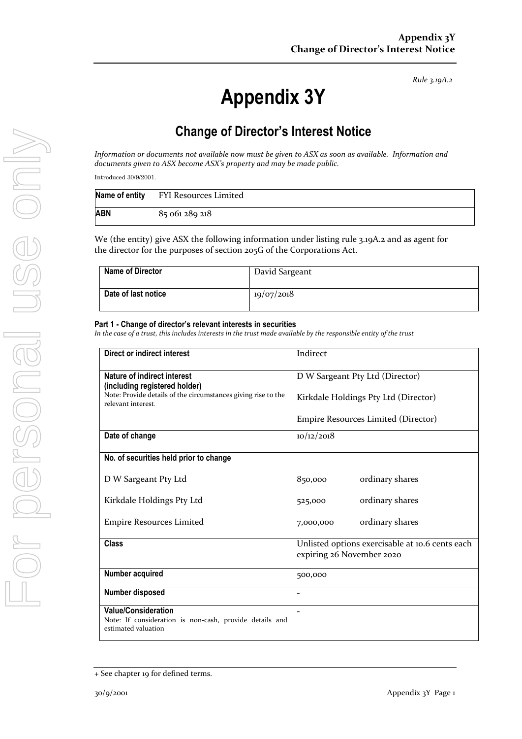*Rule 3.19A.2*

# Appendix 3Y

## Change of Director's Interest Notice

*Information or documents not available now must be given to ASX as soon as available. Information and documents given to ASX become ASX's property and may be made public.*

Introduced 30/9/2001.

| **Name of entity** | FYI Resources Limited |
|---|---|
| **ABN** | 85 061 289 218 |

We (the entity) give ASX the following information under listing rule 3.19A.2 and as agent for the director for the purposes of section 205G of the Corporations Act.

| **Name of Director** | David Sargeant |
|---|---|
| **Date of last notice** | 19/07/2018 |

#### Part 1 - Change of director's relevant interests in securities

*In the case of a trust, this includes interests in the trust made available by the responsible entity of the trust*

| | |
|---|---|
| **Direct or indirect interest** | Indirect |
| **Nature of indirect interest (including registered holder)**<br>Note: Provide details of the circumstances giving rise to the relevant interest. | D W Sargeant Pty Ltd (Director)<br>Kirkdale Holdings Pty Ltd (Director)<br>Empire Resources Limited (Director) |
| **Date of change** | 10/12/2018 |
| **No. of securities held prior to change** | |
| D W Sargeant Pty Ltd | 850,000 ordinary shares |
| Kirkdale Holdings Pty Ltd | 525,000 ordinary shares |
| Empire Resources Limited | 7,000,000 ordinary shares |
| **Class** | Unlisted options exercisable at 10.6 cents each expiring 26 November 2020 |
| **Number acquired** | 500,000 |
| **Number disposed** | - |
| **Value/Consideration**<br>Note: If consideration is non-cash, provide details and estimated valuation | - |

+ See chapter 19 for defined terms.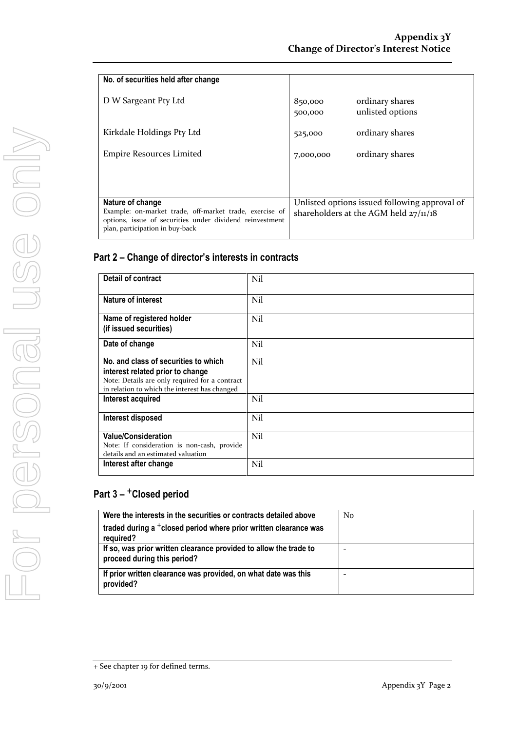| No. of securities held after change | |
|---|---|
| D W Sargeant Pty Ltd<br><br>Kirkdale Holdings Pty Ltd<br><br>Empire Resources Limited | 850,000 ordinary shares<br>500,000 unlisted options<br><br>525,000 ordinary shares<br><br>7,000,000 ordinary shares |
| **Nature of change**<br>Example: on-market trade, off-market trade, exercise of options, issue of securities under dividend reinvestment plan, participation in buy-back | Unlisted options issued following approval of shareholders at the AGM held 27/11/18 |

## Part 2 – Change of director's interests in contracts

| | |
|---|---|
| **Detail of contract** | Nil |
| **Nature of interest** | Nil |
| **Name of registered holder (if issued securities)** | Nil |
| **Date of change** | Nil |
| **No. and class of securities to which interest related prior to change**<br>Note: Details are only required for a contract in relation to which the interest has changed | Nil |
| **Interest acquired** | Nil |
| **Interest disposed** | Nil |
| **Value/Consideration**<br>Note: If consideration is non-cash, provide details and an estimated valuation | Nil |
| **Interest after change** | Nil |

## Part 3 – +Closed period

| | |
|---|---|
| **Were the interests in the securities or contracts detailed above traded during a +closed period where prior written clearance was required?** | No |
| **If so, was prior written clearance provided to allow the trade to proceed during this period?** | - |
| **If prior written clearance was provided, on what date was this provided?** | - |

+ See chapter 19 for defined terms.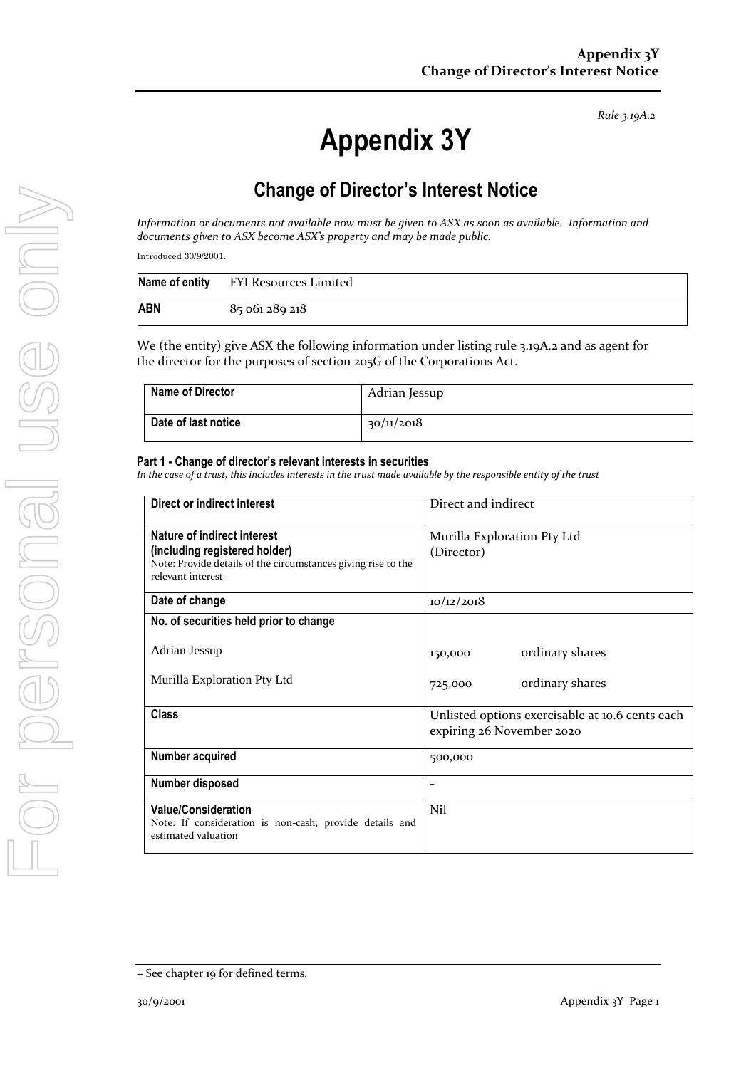*Rule 3.19A.2*

# Appendix 3Y

## Change of Director's Interest Notice

*Information or documents not available now must be given to ASX as soon as available. Information and documents given to ASX become ASX's property and may be made public.*

Introduced 30/9/2001.

| Name of entity | FYI Resources Limited |
|---|---|
| **ABN** | 85 061 289 218 |

We (the entity) give ASX the following information under listing rule 3.19A.2 and as agent for the director for the purposes of section 205G of the Corporations Act.

| Name of Director | Adrian Jessup |
|---|---|
| **Date of last notice** | 30/11/2018 |

#### Part 1 - Change of director's relevant interests in securities

*In the case of a trust, this includes interests in the trust made available by the responsible entity of the trust*

| Direct or indirect interest | Direct and indirect |
|---|---|
| **Nature of indirect interest (including registered holder)**<br>Note: Provide details of the circumstances giving rise to the relevant interest. | Murilla Exploration Pty Ltd (Director) |
| **Date of change** | 10/12/2018 |
| **No. of securities held prior to change**<br><br>Adrian Jessup<br><br>Murilla Exploration Pty Ltd | <br><br>150,000 ordinary shares<br><br>725,000 ordinary shares |
| **Class** | Unlisted options exercisable at 10.6 cents each expiring 26 November 2020 |
| **Number acquired** | 500,000 |
| **Number disposed** | - |
| **Value/Consideration**<br>Note: If consideration is non-cash, provide details and estimated valuation | Nil |

+ See chapter 19 for defined terms.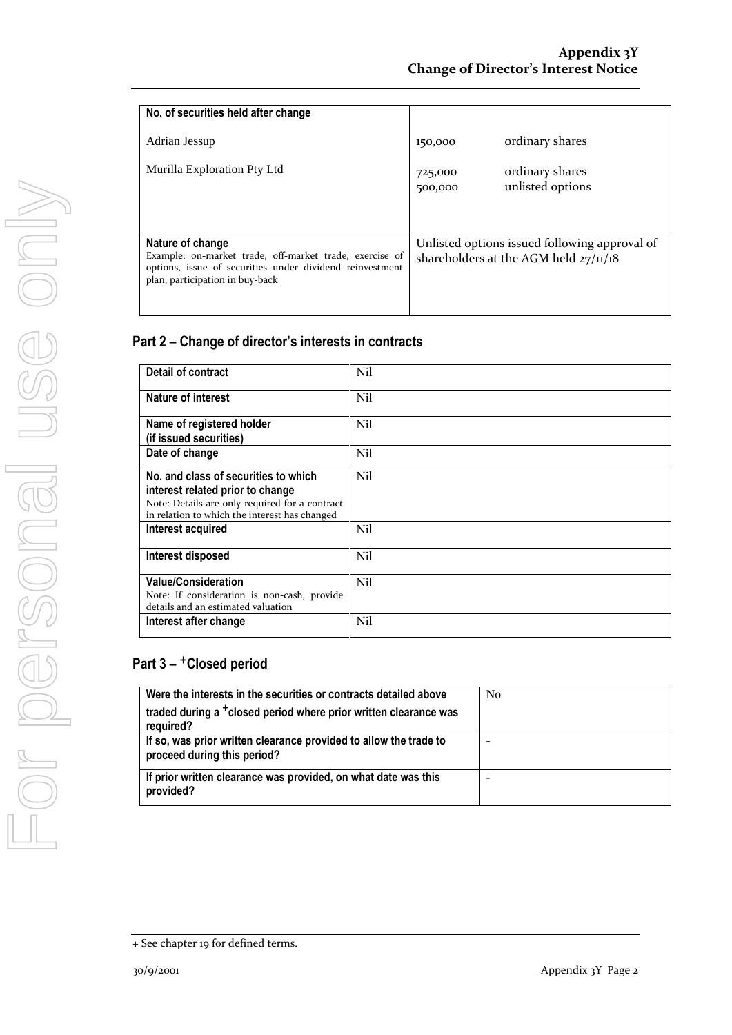| No. of securities held after change | |
|---|---|
| Adrian Jessup<br><br>Murilla Exploration Pty Ltd | 150,000 ordinary shares<br><br>725,000 ordinary shares<br>500,000 unlisted options |
| **Nature of change**<br>Example: on-market trade, off-market trade, exercise of options, issue of securities under dividend reinvestment plan, participation in buy-back | Unlisted options issued following approval of shareholders at the AGM held 27/11/18 |

## Part 2 – Change of director's interests in contracts

| | |
|---|---|
| **Detail of contract** | Nil |
| **Nature of interest** | Nil |
| **Name of registered holder (if issued securities)** | Nil |
| **Date of change** | Nil |
| **No. and class of securities to which interest related prior to change**<br>Note: Details are only required for a contract in relation to which the interest has changed | Nil |
| **Interest acquired** | Nil |
| **Interest disposed** | Nil |
| **Value/Consideration**<br>Note: If consideration is non-cash, provide details and an estimated valuation | Nil |
| **Interest after change** | Nil |

## Part 3 – +Closed period

| | |
|---|---|
| **Were the interests in the securities or contracts detailed above traded during a +closed period where prior written clearance was required?** | No |
| **If so, was prior written clearance provided to allow the trade to proceed during this period?** | - |
| **If prior written clearance was provided, on what date was this provided?** | - |

+ See chapter 19 for defined terms.